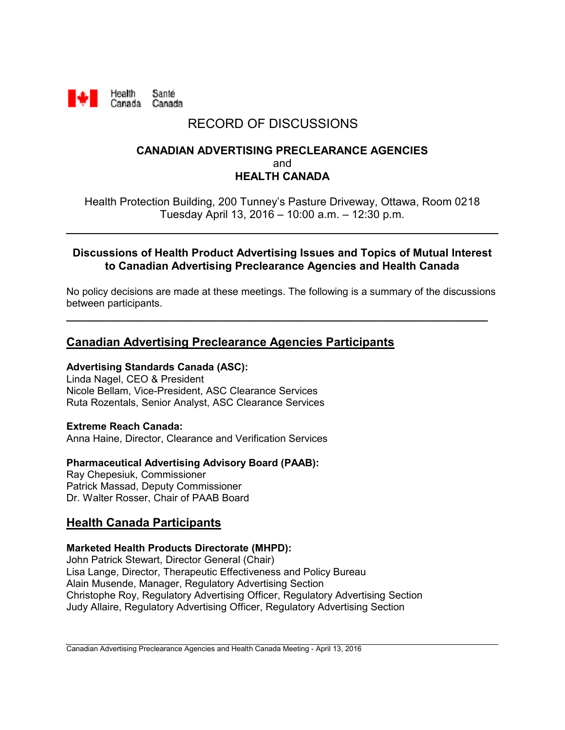Health Canada Santé Canada

# RECORD OF DISCUSSIONS

**CANADIAN ADVERTISING PRECLEARANCE AGENCIES**
and
**HEALTH CANADA**

Health Protection Building, 200 Tunney's Pasture Driveway, Ottawa, Room 0218
Tuesday April 13, 2016 – 10:00 a.m. – 12:30 p.m.

---

**Discussions of Health Product Advertising Issues and Topics of Mutual Interest to Canadian Advertising Preclearance Agencies and Health Canada**

No policy decisions are made at these meetings. The following is a summary of the discussions between participants.

---

## Canadian Advertising Preclearance Agencies Participants

**Advertising Standards Canada (ASC):**
Linda Nagel, CEO & President
Nicole Bellam, Vice-President, ASC Clearance Services
Ruta Rozentals, Senior Analyst, ASC Clearance Services

**Extreme Reach Canada:**
Anna Haine, Director, Clearance and Verification Services

**Pharmaceutical Advertising Advisory Board (PAAB):**
Ray Chepesiuk, Commissioner
Patrick Massad, Deputy Commissioner
Dr. Walter Rosser, Chair of PAAB Board

## Health Canada Participants

**Marketed Health Products Directorate (MHPD):**
John Patrick Stewart, Director General (Chair)
Lisa Lange, Director, Therapeutic Effectiveness and Policy Bureau
Alain Musende, Manager, Regulatory Advertising Section
Christophe Roy, Regulatory Advertising Officer, Regulatory Advertising Section
Judy Allaire, Regulatory Advertising Officer, Regulatory Advertising Section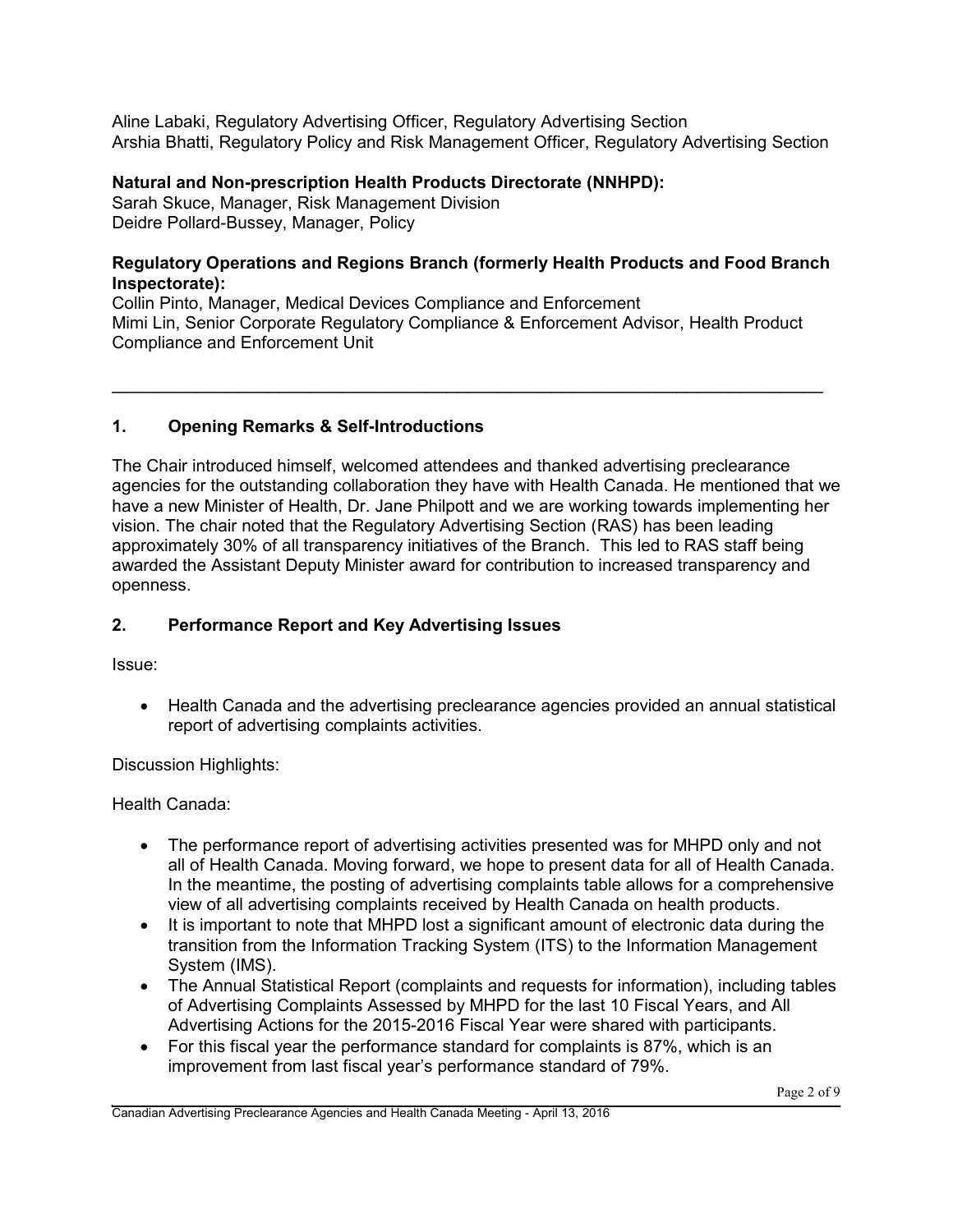Aline Labaki, Regulatory Advertising Officer, Regulatory Advertising Section
Arshia Bhatti, Regulatory Policy and Risk Management Officer, Regulatory Advertising Section

**Natural and Non-prescription Health Products Directorate (NNHPD):**
Sarah Skuce, Manager, Risk Management Division
Deidre Pollard-Bussey, Manager, Policy

**Regulatory Operations and Regions Branch (formerly Health Products and Food Branch Inspectorate):**
Collin Pinto, Manager, Medical Devices Compliance and Enforcement
Mimi Lin, Senior Corporate Regulatory Compliance & Enforcement Advisor, Health Product Compliance and Enforcement Unit

---

## 1. Opening Remarks & Self-Introductions

The Chair introduced himself, welcomed attendees and thanked advertising preclearance agencies for the outstanding collaboration they have with Health Canada. He mentioned that we have a new Minister of Health, Dr. Jane Philpott and we are working towards implementing her vision. The chair noted that the Regulatory Advertising Section (RAS) has been leading approximately 30% of all transparency initiatives of the Branch. This led to RAS staff being awarded the Assistant Deputy Minister award for contribution to increased transparency and openness.

## 2. Performance Report and Key Advertising Issues

Issue:

- Health Canada and the advertising preclearance agencies provided an annual statistical report of advertising complaints activities.

Discussion Highlights:

Health Canada:

- The performance report of advertising activities presented was for MHPD only and not all of Health Canada. Moving forward, we hope to present data for all of Health Canada. In the meantime, the posting of advertising complaints table allows for a comprehensive view of all advertising complaints received by Health Canada on health products.
- It is important to note that MHPD lost a significant amount of electronic data during the transition from the Information Tracking System (ITS) to the Information Management System (IMS).
- The Annual Statistical Report (complaints and requests for information), including tables of Advertising Complaints Assessed by MHPD for the last 10 Fiscal Years, and All Advertising Actions for the 2015-2016 Fiscal Year were shared with participants.
- For this fiscal year the performance standard for complaints is 87%, which is an improvement from last fiscal year's performance standard of 79%.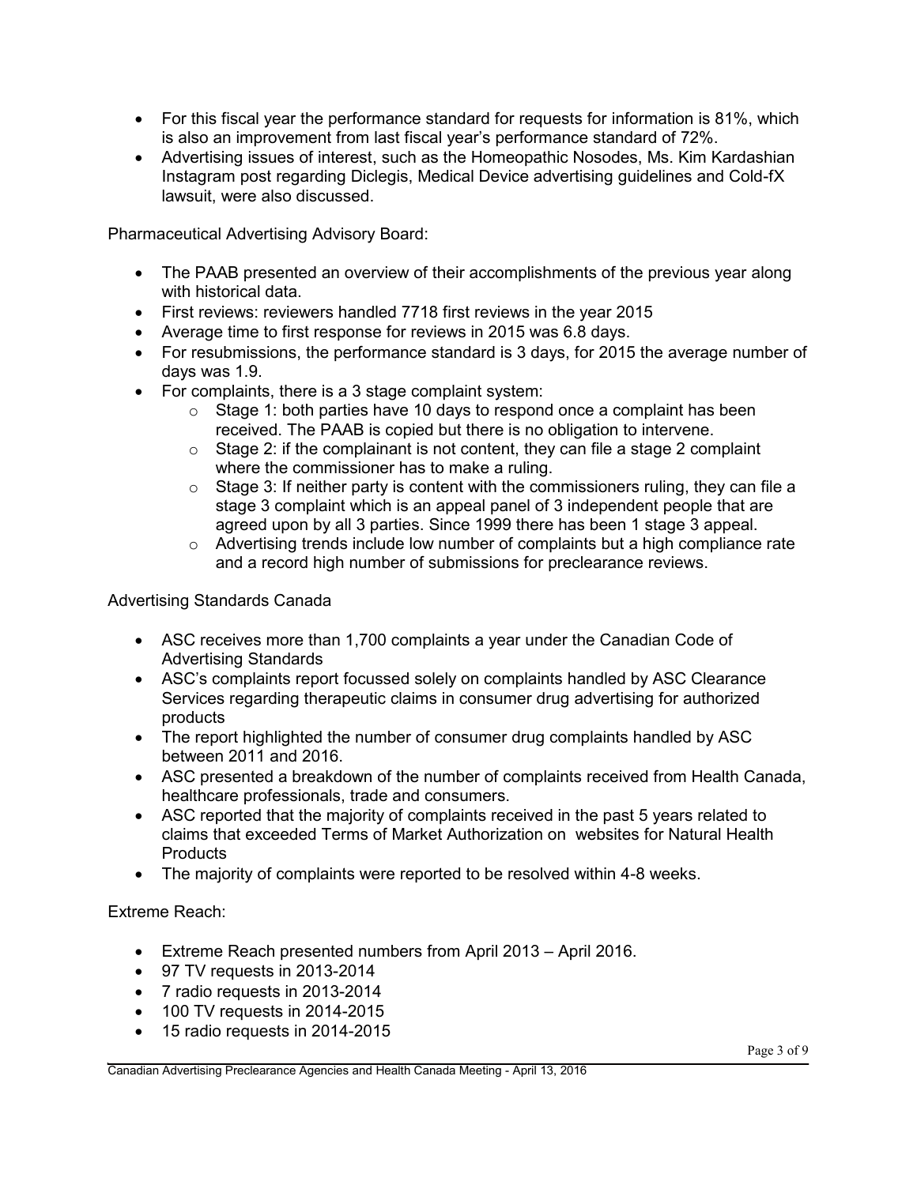- For this fiscal year the performance standard for requests for information is 81%, which is also an improvement from last fiscal year's performance standard of 72%.
- Advertising issues of interest, such as the Homeopathic Nosodes, Ms. Kim Kardashian Instagram post regarding Diclegis, Medical Device advertising guidelines and Cold-fX lawsuit, were also discussed.

Pharmaceutical Advertising Advisory Board:

- The PAAB presented an overview of their accomplishments of the previous year along with historical data.
- First reviews: reviewers handled 7718 first reviews in the year 2015
- Average time to first response for reviews in 2015 was 6.8 days.
- For resubmissions, the performance standard is 3 days, for 2015 the average number of days was 1.9.
- For complaints, there is a 3 stage complaint system:
  - Stage 1: both parties have 10 days to respond once a complaint has been received. The PAAB is copied but there is no obligation to intervene.
  - Stage 2: if the complainant is not content, they can file a stage 2 complaint where the commissioner has to make a ruling.
  - Stage 3: If neither party is content with the commissioners ruling, they can file a stage 3 complaint which is an appeal panel of 3 independent people that are agreed upon by all 3 parties. Since 1999 there has been 1 stage 3 appeal.
  - Advertising trends include low number of complaints but a high compliance rate and a record high number of submissions for preclearance reviews.

Advertising Standards Canada

- ASC receives more than 1,700 complaints a year under the Canadian Code of Advertising Standards
- ASC's complaints report focussed solely on complaints handled by ASC Clearance Services regarding therapeutic claims in consumer drug advertising for authorized products
- The report highlighted the number of consumer drug complaints handled by ASC between 2011 and 2016.
- ASC presented a breakdown of the number of complaints received from Health Canada, healthcare professionals, trade and consumers.
- ASC reported that the majority of complaints received in the past 5 years related to claims that exceeded Terms of Market Authorization on websites for Natural Health Products
- The majority of complaints were reported to be resolved within 4-8 weeks.

Extreme Reach:

- Extreme Reach presented numbers from April 2013 – April 2016.
- 97 TV requests in 2013-2014
- 7 radio requests in 2013-2014
- 100 TV requests in 2014-2015
- 15 radio requests in 2014-2015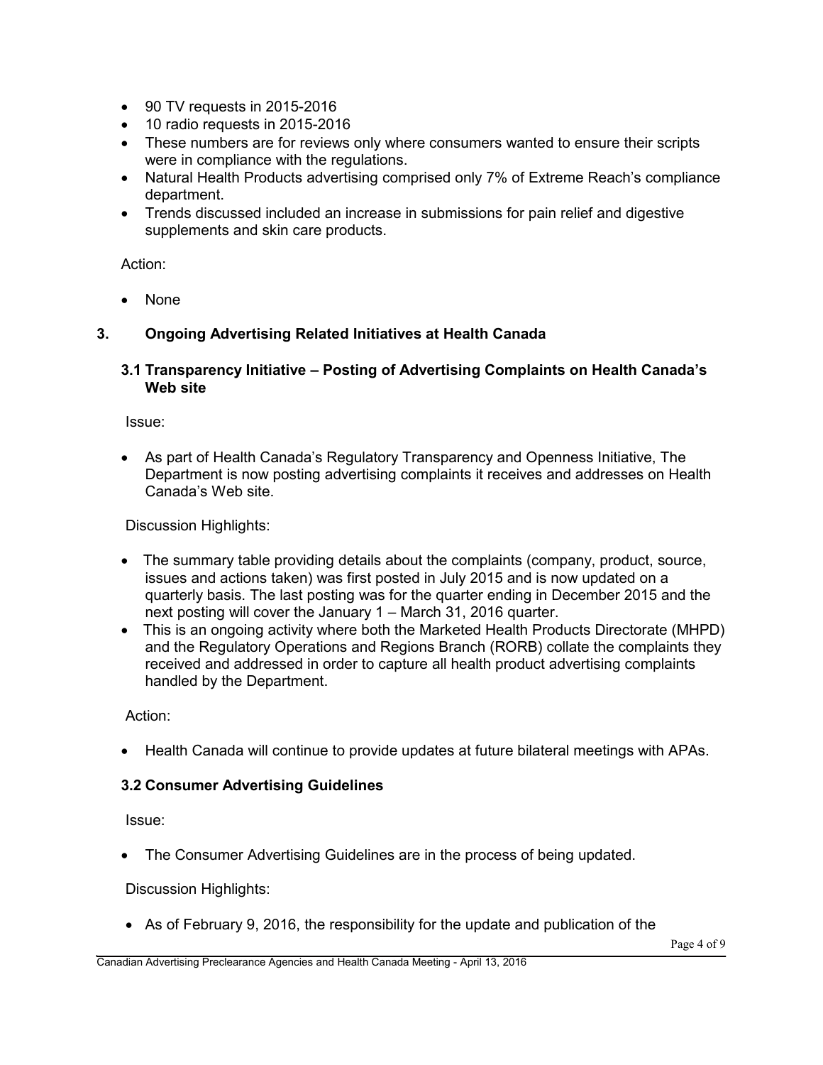- 90 TV requests in 2015-2016
- 10 radio requests in 2015-2016
- These numbers are for reviews only where consumers wanted to ensure their scripts were in compliance with the regulations.
- Natural Health Products advertising comprised only 7% of Extreme Reach's compliance department.
- Trends discussed included an increase in submissions for pain relief and digestive supplements and skin care products.

Action:

- None

## 3. Ongoing Advertising Related Initiatives at Health Canada

### 3.1 Transparency Initiative – Posting of Advertising Complaints on Health Canada's Web site

Issue:

- As part of Health Canada's Regulatory Transparency and Openness Initiative, The Department is now posting advertising complaints it receives and addresses on Health Canada's Web site.

Discussion Highlights:

- The summary table providing details about the complaints (company, product, source, issues and actions taken) was first posted in July 2015 and is now updated on a quarterly basis. The last posting was for the quarter ending in December 2015 and the next posting will cover the January 1 – March 31, 2016 quarter.
- This is an ongoing activity where both the Marketed Health Products Directorate (MHPD) and the Regulatory Operations and Regions Branch (RORB) collate the complaints they received and addressed in order to capture all health product advertising complaints handled by the Department.

Action:

- Health Canada will continue to provide updates at future bilateral meetings with APAs.

### 3.2 Consumer Advertising Guidelines

Issue:

- The Consumer Advertising Guidelines are in the process of being updated.

Discussion Highlights:

- As of February 9, 2016, the responsibility for the update and publication of the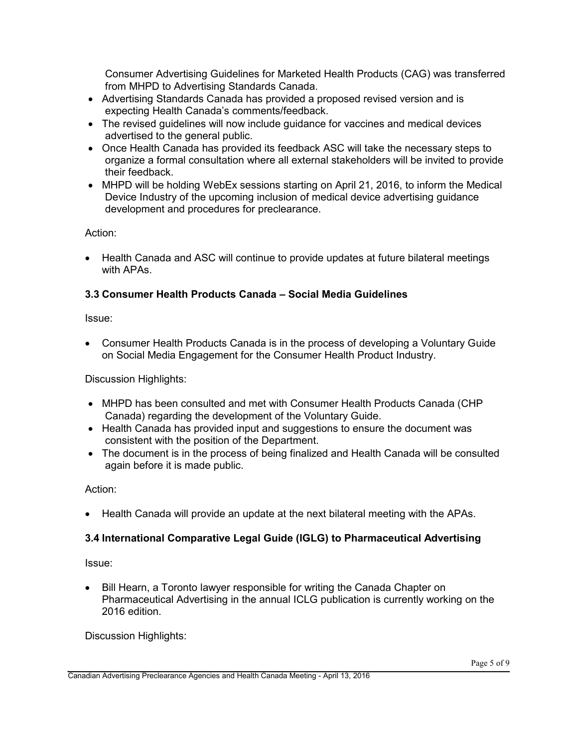Consumer Advertising Guidelines for Marketed Health Products (CAG) was transferred from MHPD to Advertising Standards Canada.

- Advertising Standards Canada has provided a proposed revised version and is expecting Health Canada's comments/feedback.
- The revised guidelines will now include guidance for vaccines and medical devices advertised to the general public.
- Once Health Canada has provided its feedback ASC will take the necessary steps to organize a formal consultation where all external stakeholders will be invited to provide their feedback.
- MHPD will be holding WebEx sessions starting on April 21, 2016, to inform the Medical Device Industry of the upcoming inclusion of medical device advertising guidance development and procedures for preclearance.

Action:

- Health Canada and ASC will continue to provide updates at future bilateral meetings with APAs.

### 3.3 Consumer Health Products Canada – Social Media Guidelines

Issue:

- Consumer Health Products Canada is in the process of developing a Voluntary Guide on Social Media Engagement for the Consumer Health Product Industry.

Discussion Highlights:

- MHPD has been consulted and met with Consumer Health Products Canada (CHP Canada) regarding the development of the Voluntary Guide.
- Health Canada has provided input and suggestions to ensure the document was consistent with the position of the Department.
- The document is in the process of being finalized and Health Canada will be consulted again before it is made public.

Action:

- Health Canada will provide an update at the next bilateral meeting with the APAs.

### 3.4 International Comparative Legal Guide (IGLG) to Pharmaceutical Advertising

Issue:

- Bill Hearn, a Toronto lawyer responsible for writing the Canada Chapter on Pharmaceutical Advertising in the annual ICLG publication is currently working on the 2016 edition.

Discussion Highlights: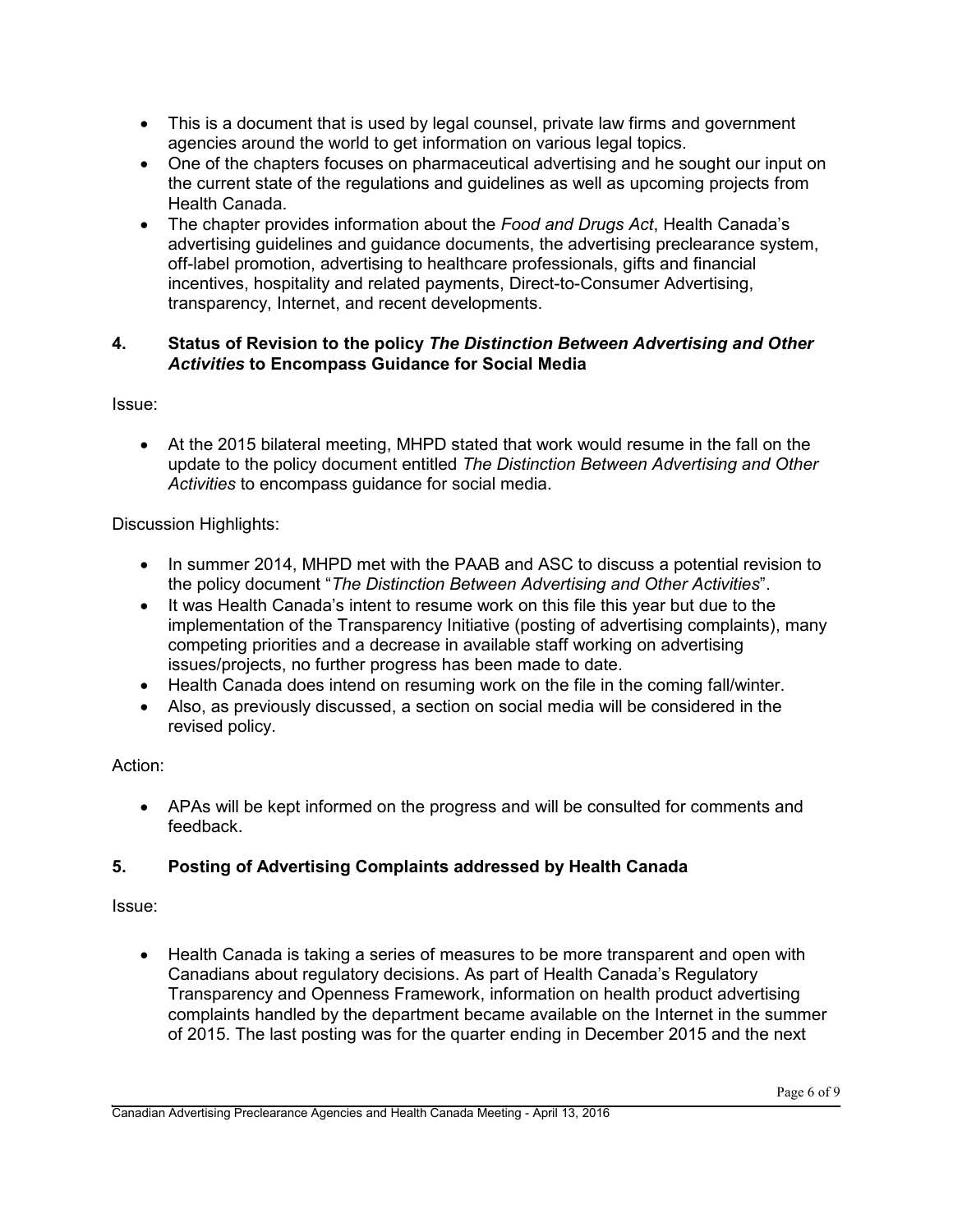- This is a document that is used by legal counsel, private law firms and government agencies around the world to get information on various legal topics.
- One of the chapters focuses on pharmaceutical advertising and he sought our input on the current state of the regulations and guidelines as well as upcoming projects from Health Canada.
- The chapter provides information about the *Food and Drugs Act*, Health Canada's advertising guidelines and guidance documents, the advertising preclearance system, off-label promotion, advertising to healthcare professionals, gifts and financial incentives, hospitality and related payments, Direct-to-Consumer Advertising, transparency, Internet, and recent developments.

### 4. Status of Revision to the policy *The Distinction Between Advertising and Other Activities* to Encompass Guidance for Social Media

Issue:

- At the 2015 bilateral meeting, MHPD stated that work would resume in the fall on the update to the policy document entitled *The Distinction Between Advertising and Other Activities* to encompass guidance for social media.

Discussion Highlights:

- In summer 2014, MHPD met with the PAAB and ASC to discuss a potential revision to the policy document "*The Distinction Between Advertising and Other Activities*".
- It was Health Canada's intent to resume work on this file this year but due to the implementation of the Transparency Initiative (posting of advertising complaints), many competing priorities and a decrease in available staff working on advertising issues/projects, no further progress has been made to date.
- Health Canada does intend on resuming work on the file in the coming fall/winter.
- Also, as previously discussed, a section on social media will be considered in the revised policy.

Action:

- APAs will be kept informed on the progress and will be consulted for comments and feedback.

### 5. Posting of Advertising Complaints addressed by Health Canada

Issue:

- Health Canada is taking a series of measures to be more transparent and open with Canadians about regulatory decisions. As part of Health Canada's Regulatory Transparency and Openness Framework, information on health product advertising complaints handled by the department became available on the Internet in the summer of 2015. The last posting was for the quarter ending in December 2015 and the next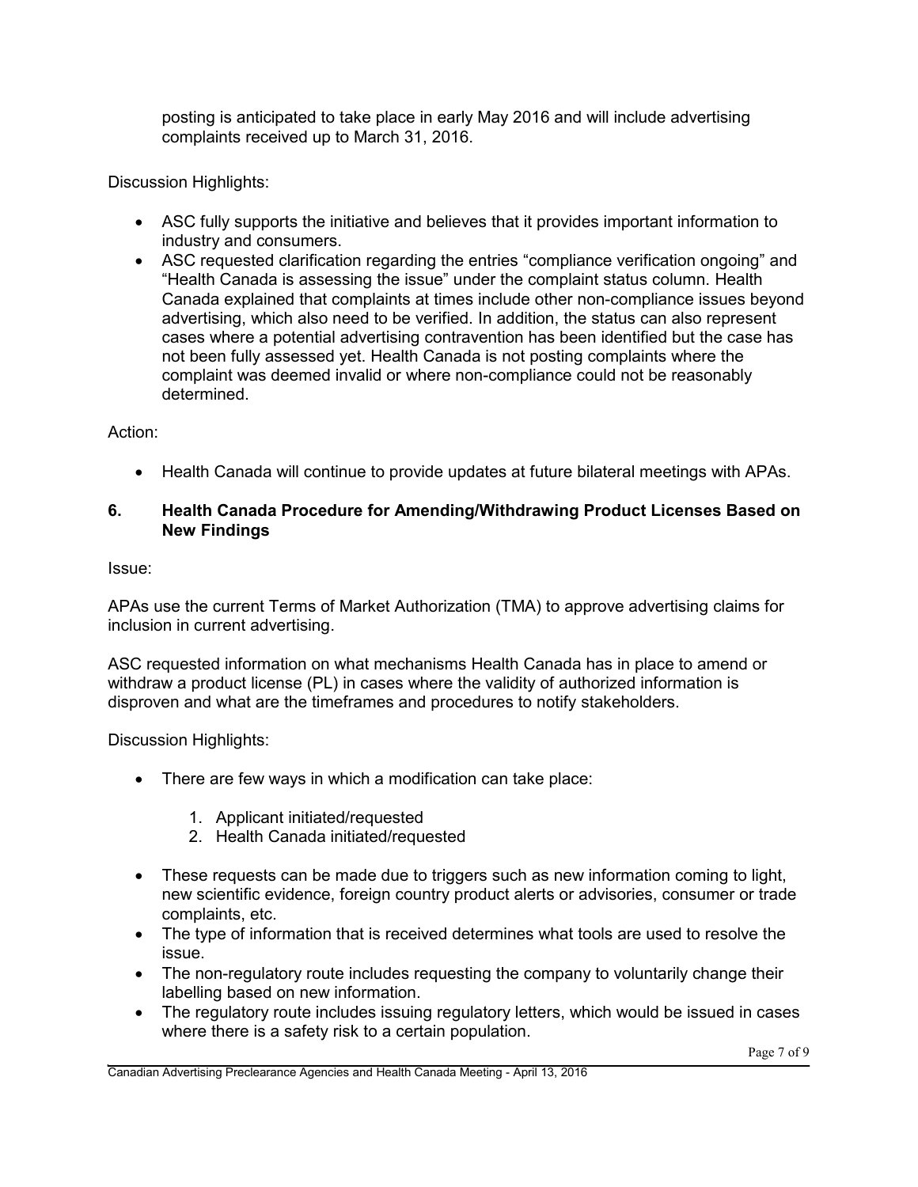posting is anticipated to take place in early May 2016 and will include advertising complaints received up to March 31, 2016.

Discussion Highlights:

- ASC fully supports the initiative and believes that it provides important information to industry and consumers.
- ASC requested clarification regarding the entries "compliance verification ongoing" and "Health Canada is assessing the issue" under the complaint status column. Health Canada explained that complaints at times include other non-compliance issues beyond advertising, which also need to be verified. In addition, the status can also represent cases where a potential advertising contravention has been identified but the case has not been fully assessed yet. Health Canada is not posting complaints where the complaint was deemed invalid or where non-compliance could not be reasonably determined.

Action:

- Health Canada will continue to provide updates at future bilateral meetings with APAs.

## 6. Health Canada Procedure for Amending/Withdrawing Product Licenses Based on New Findings

Issue:

APAs use the current Terms of Market Authorization (TMA) to approve advertising claims for inclusion in current advertising.

ASC requested information on what mechanisms Health Canada has in place to amend or withdraw a product license (PL) in cases where the validity of authorized information is disproven and what are the timeframes and procedures to notify stakeholders.

Discussion Highlights:

- There are few ways in which a modification can take place:
    1. Applicant initiated/requested
    2. Health Canada initiated/requested
- These requests can be made due to triggers such as new information coming to light, new scientific evidence, foreign country product alerts or advisories, consumer or trade complaints, etc.
- The type of information that is received determines what tools are used to resolve the issue.
- The non-regulatory route includes requesting the company to voluntarily change their labelling based on new information.
- The regulatory route includes issuing regulatory letters, which would be issued in cases where there is a safety risk to a certain population.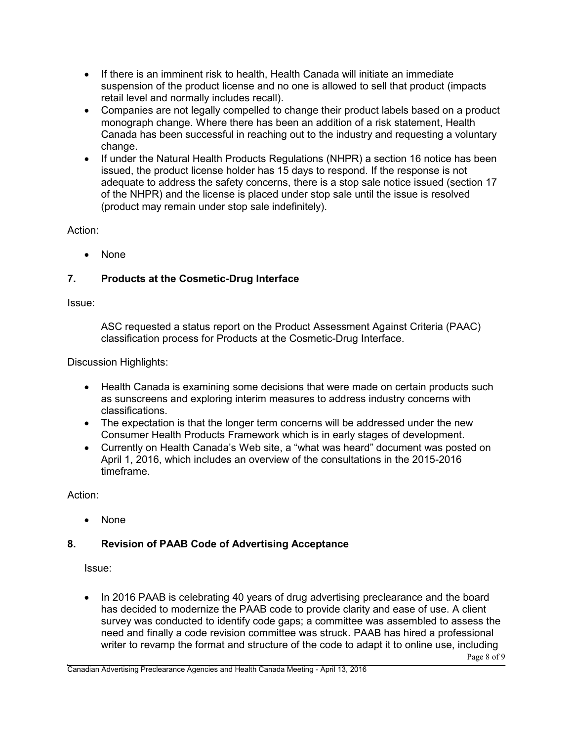- If there is an imminent risk to health, Health Canada will initiate an immediate suspension of the product license and no one is allowed to sell that product (impacts retail level and normally includes recall).
- Companies are not legally compelled to change their product labels based on a product monograph change. Where there has been an addition of a risk statement, Health Canada has been successful in reaching out to the industry and requesting a voluntary change.
- If under the Natural Health Products Regulations (NHPR) a section 16 notice has been issued, the product license holder has 15 days to respond. If the response is not adequate to address the safety concerns, there is a stop sale notice issued (section 17 of the NHPR) and the license is placed under stop sale until the issue is resolved (product may remain under stop sale indefinitely).

Action:

- None

## 7. Products at the Cosmetic-Drug Interface

Issue:

ASC requested a status report on the Product Assessment Against Criteria (PAAC) classification process for Products at the Cosmetic-Drug Interface.

Discussion Highlights:

- Health Canada is examining some decisions that were made on certain products such as sunscreens and exploring interim measures to address industry concerns with classifications.
- The expectation is that the longer term concerns will be addressed under the new Consumer Health Products Framework which is in early stages of development.
- Currently on Health Canada's Web site, a "what was heard" document was posted on April 1, 2016, which includes an overview of the consultations in the 2015-2016 timeframe.

Action:

- None

## 8. Revision of PAAB Code of Advertising Acceptance

Issue:

- In 2016 PAAB is celebrating 40 years of drug advertising preclearance and the board has decided to modernize the PAAB code to provide clarity and ease of use. A client survey was conducted to identify code gaps; a committee was assembled to assess the need and finally a code revision committee was struck. PAAB has hired a professional writer to revamp the format and structure of the code to adapt it to online use, including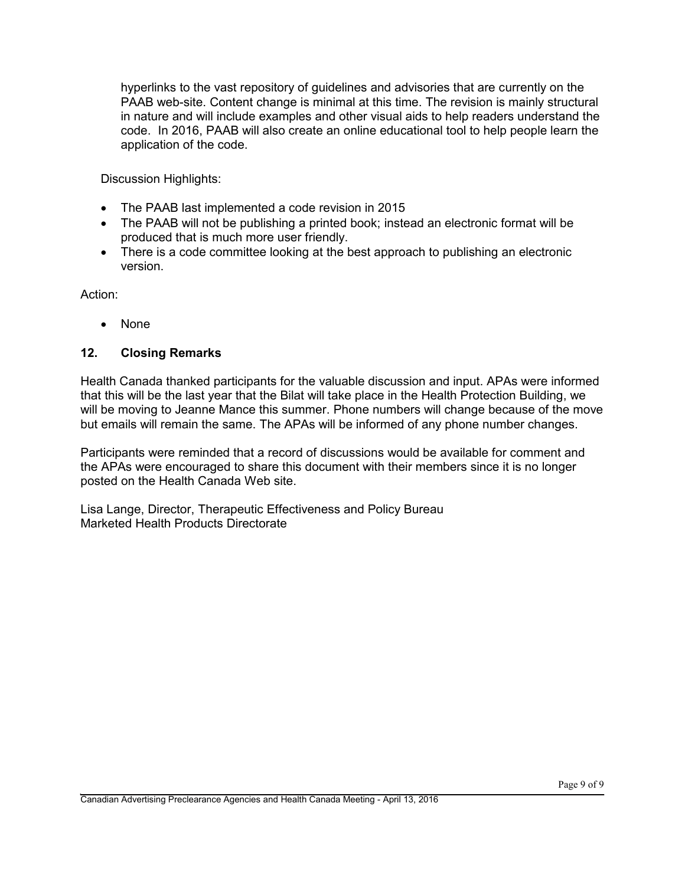hyperlinks to the vast repository of guidelines and advisories that are currently on the PAAB web-site. Content change is minimal at this time. The revision is mainly structural in nature and will include examples and other visual aids to help readers understand the code. In 2016, PAAB will also create an online educational tool to help people learn the application of the code.

Discussion Highlights:

- The PAAB last implemented a code revision in 2015
- The PAAB will not be publishing a printed book; instead an electronic format will be produced that is much more user friendly.
- There is a code committee looking at the best approach to publishing an electronic version.

Action:

- None

## 12. Closing Remarks

Health Canada thanked participants for the valuable discussion and input. APAs were informed that this will be the last year that the Bilat will take place in the Health Protection Building, we will be moving to Jeanne Mance this summer. Phone numbers will change because of the move but emails will remain the same. The APAs will be informed of any phone number changes.

Participants were reminded that a record of discussions would be available for comment and the APAs were encouraged to share this document with their members since it is no longer posted on the Health Canada Web site.

Lisa Lange, Director, Therapeutic Effectiveness and Policy Bureau
Marketed Health Products Directorate